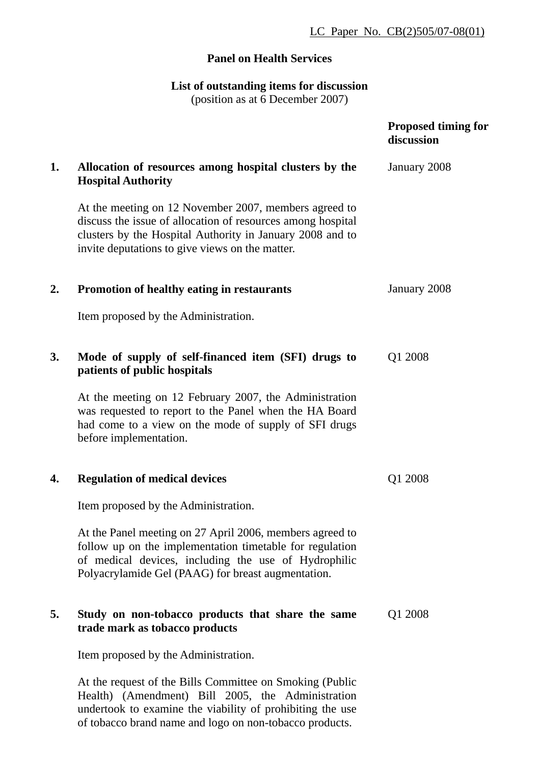LC Paper No. CB(2)505/07-08(01)

**Panel on Health Services**

**List of outstanding items for discussion**
(position as at 6 December 2007)

| | | Proposed timing for discussion |
|---|---|---|
| **1.** | **Allocation of resources among hospital clusters by the Hospital Authority**<br><br>At the meeting on 12 November 2007, members agreed to discuss the issue of allocation of resources among hospital clusters by the Hospital Authority in January 2008 and to invite deputations to give views on the matter. | January 2008 |
| **2.** | **Promotion of healthy eating in restaurants**<br><br>Item proposed by the Administration. | January 2008 |
| **3.** | **Mode of supply of self-financed item (SFI) drugs to patients of public hospitals**<br><br>At the meeting on 12 February 2007, the Administration was requested to report to the Panel when the HA Board had come to a view on the mode of supply of SFI drugs before implementation. | Q1 2008 |
| **4.** | **Regulation of medical devices**<br><br>Item proposed by the Administration.<br><br>At the Panel meeting on 27 April 2006, members agreed to follow up on the implementation timetable for regulation of medical devices, including the use of Hydrophilic Polyacrylamide Gel (PAAG) for breast augmentation. | Q1 2008 |
| **5.** | **Study on non-tobacco products that share the same trade mark as tobacco products**<br><br>Item proposed by the Administration.<br><br>At the request of the Bills Committee on Smoking (Public Health) (Amendment) Bill 2005, the Administration undertook to examine the viability of prohibiting the use of tobacco brand name and logo on non-tobacco products. | Q1 2008 |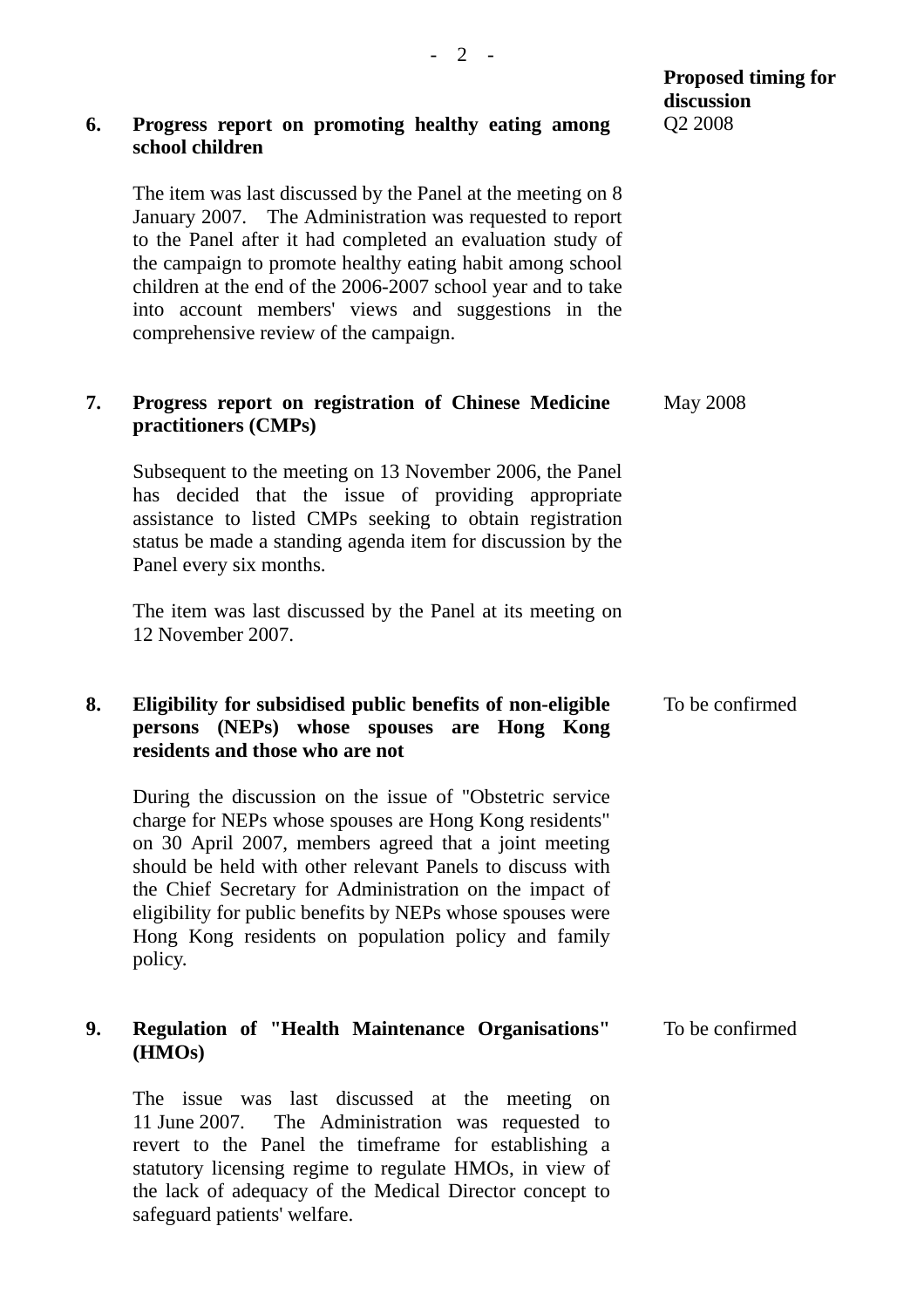| | | Proposed timing for discussion |
|---|---|---|
| **6.** | **Progress report on promoting healthy eating among school children**<br><br>The item was last discussed by the Panel at the meeting on 8 January 2007. The Administration was requested to report to the Panel after it had completed an evaluation study of the campaign to promote healthy eating habit among school children at the end of the 2006-2007 school year and to take into account members' views and suggestions in the comprehensive review of the campaign. | Q2 2008 |
| **7.** | **Progress report on registration of Chinese Medicine practitioners (CMPs)**<br><br>Subsequent to the meeting on 13 November 2006, the Panel has decided that the issue of providing appropriate assistance to listed CMPs seeking to obtain registration status be made a standing agenda item for discussion by the Panel every six months.<br><br>The item was last discussed by the Panel at its meeting on 12 November 2007. | May 2008 |
| **8.** | **Eligibility for subsidised public benefits of non-eligible persons (NEPs) whose spouses are Hong Kong residents and those who are not**<br><br>During the discussion on the issue of "Obstetric service charge for NEPs whose spouses are Hong Kong residents" on 30 April 2007, members agreed that a joint meeting should be held with other relevant Panels to discuss with the Chief Secretary for Administration on the impact of eligibility for public benefits by NEPs whose spouses were Hong Kong residents on population policy and family policy. | To be confirmed |
| **9.** | **Regulation of "Health Maintenance Organisations" (HMOs)**<br><br>The issue was last discussed at the meeting on 11 June 2007. The Administration was requested to revert to the Panel the timeframe for establishing a statutory licensing regime to regulate HMOs, in view of the lack of adequacy of the Medical Director concept to safeguard patients' welfare. | To be confirmed |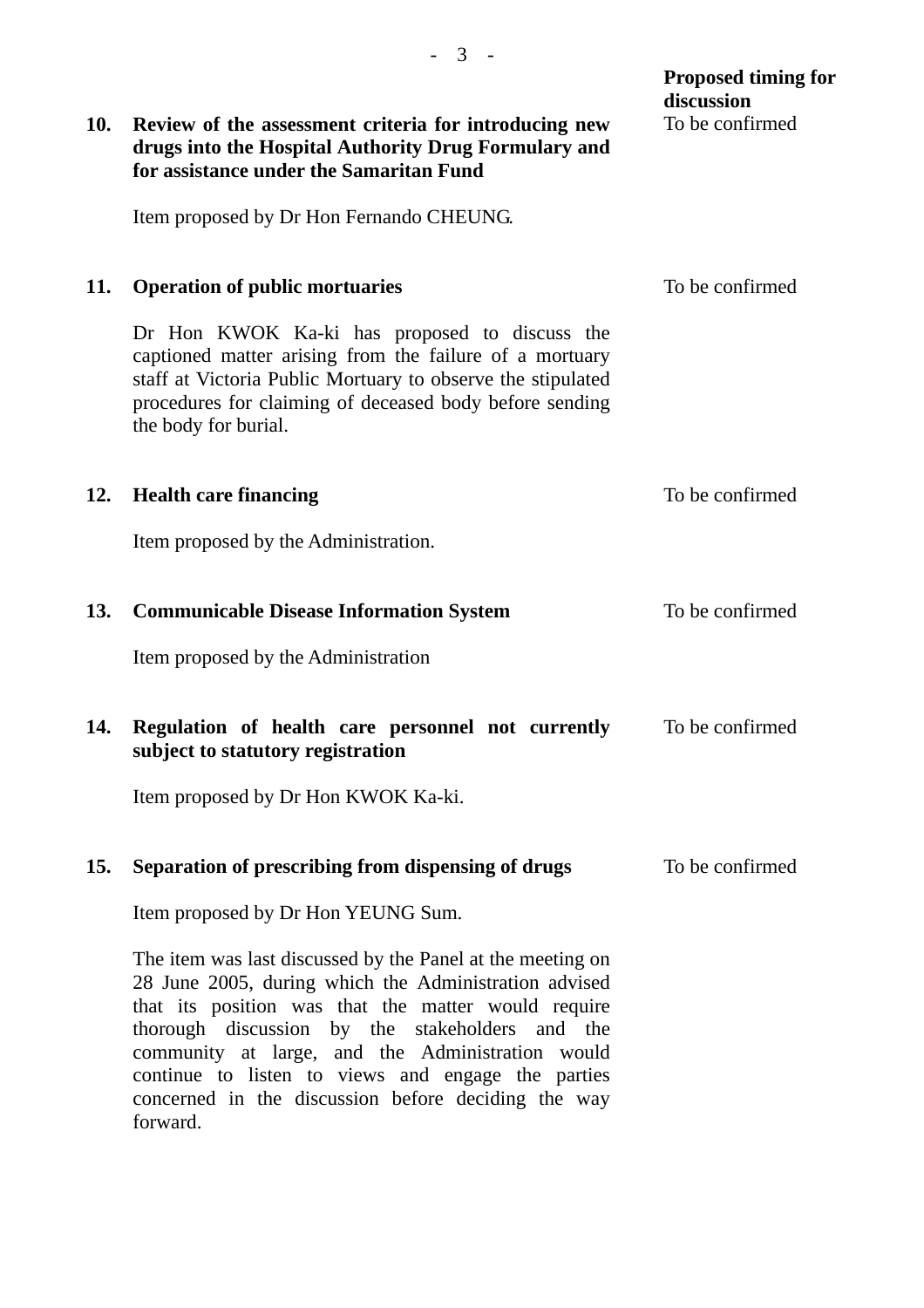| | | Proposed timing for discussion |
|---|---|---|
| **10.** | **Review of the assessment criteria for introducing new drugs into the Hospital Authority Drug Formulary and for assistance under the Samaritan Fund**<br><br>Item proposed by Dr Hon Fernando CHEUNG. | To be confirmed |
| **11.** | **Operation of public mortuaries**<br><br>Dr Hon KWOK Ka-ki has proposed to discuss the captioned matter arising from the failure of a mortuary staff at Victoria Public Mortuary to observe the stipulated procedures for claiming of deceased body before sending the body for burial. | To be confirmed |
| **12.** | **Health care financing**<br><br>Item proposed by the Administration. | To be confirmed |
| **13.** | **Communicable Disease Information System**<br><br>Item proposed by the Administration | To be confirmed |
| **14.** | **Regulation of health care personnel not currently subject to statutory registration**<br><br>Item proposed by Dr Hon KWOK Ka-ki. | To be confirmed |
| **15.** | **Separation of prescribing from dispensing of drugs**<br><br>Item proposed by Dr Hon YEUNG Sum.<br><br>The item was last discussed by the Panel at the meeting on 28 June 2005, during which the Administration advised that its position was that the matter would require thorough discussion by the stakeholders and the community at large, and the Administration would continue to listen to views and engage the parties concerned in the discussion before deciding the way forward. | To be confirmed |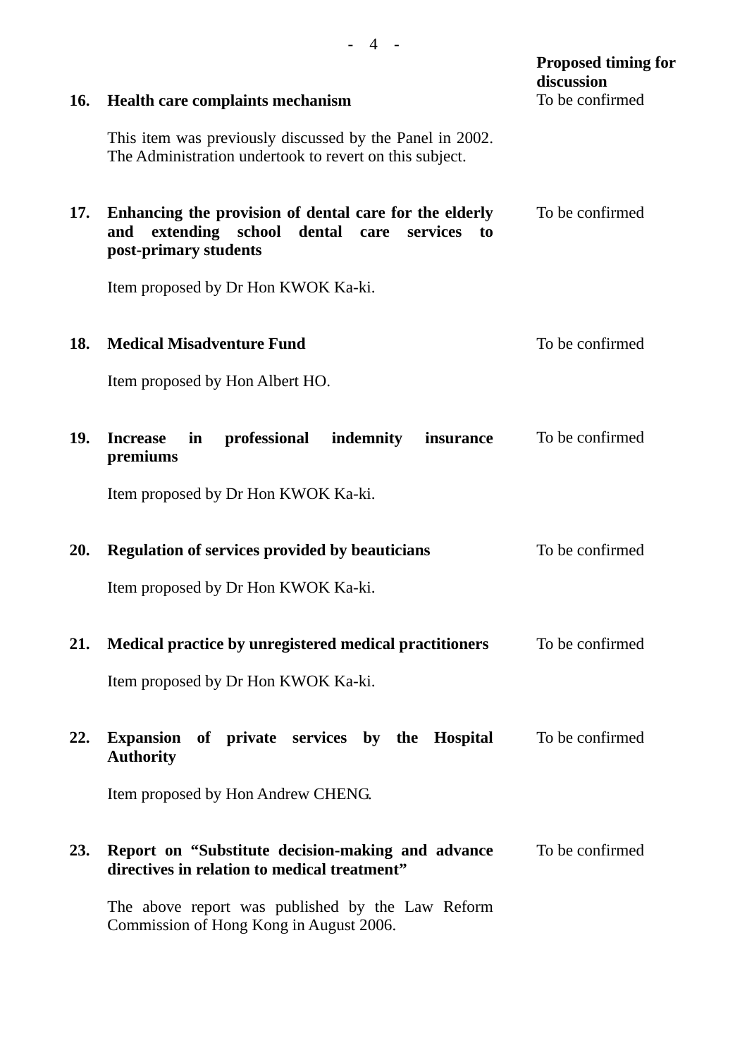| | | Proposed timing for discussion |
|---|---|---|
| **16.** | **Health care complaints mechanism**<br><br>This item was previously discussed by the Panel in 2002. The Administration undertook to revert on this subject. | To be confirmed |
| **17.** | **Enhancing the provision of dental care for the elderly and extending school dental care services to post-primary students**<br><br>Item proposed by Dr Hon KWOK Ka-ki. | To be confirmed |
| **18.** | **Medical Misadventure Fund**<br><br>Item proposed by Hon Albert HO. | To be confirmed |
| **19.** | **Increase in professional indemnity insurance premiums**<br><br>Item proposed by Dr Hon KWOK Ka-ki. | To be confirmed |
| **20.** | **Regulation of services provided by beauticians**<br><br>Item proposed by Dr Hon KWOK Ka-ki. | To be confirmed |
| **21.** | **Medical practice by unregistered medical practitioners**<br><br>Item proposed by Dr Hon KWOK Ka-ki. | To be confirmed |
| **22.** | **Expansion of private services by the Hospital Authority**<br><br>Item proposed by Hon Andrew CHENG. | To be confirmed |
| **23.** | **Report on "Substitute decision-making and advance directives in relation to medical treatment"**<br><br>The above report was published by the Law Reform Commission of Hong Kong in August 2006. | To be confirmed |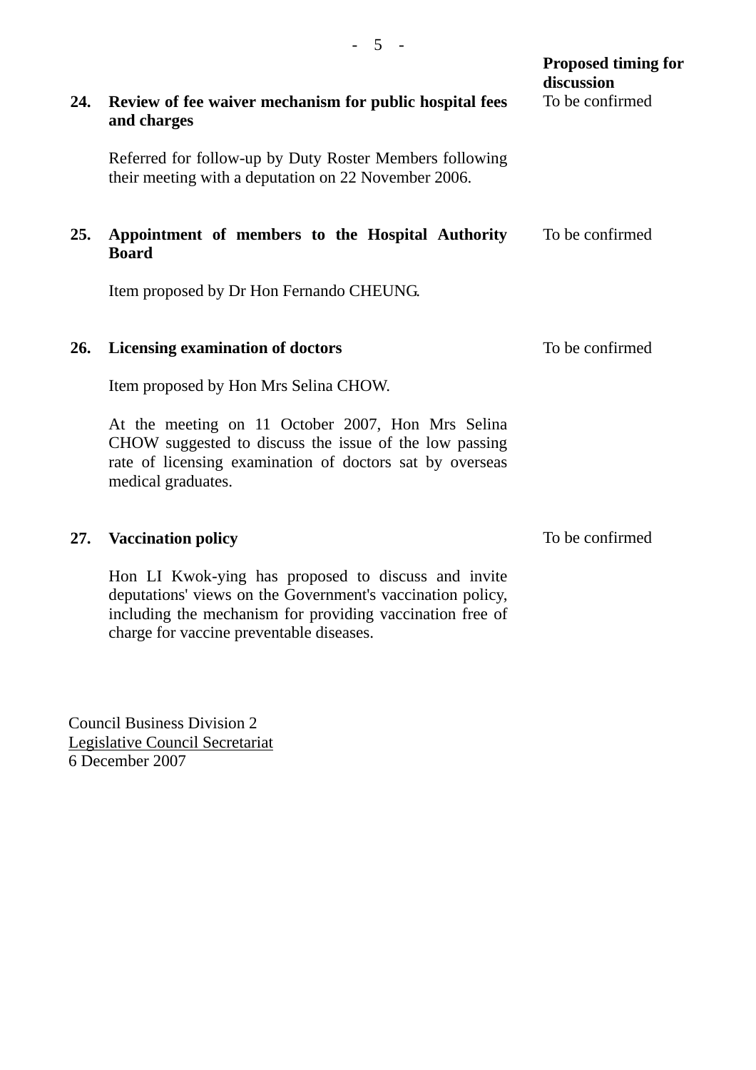| | | Proposed timing for discussion |
|---|---|---|
| **24.** | **Review of fee waiver mechanism for public hospital fees and charges**<br><br>Referred for follow-up by Duty Roster Members following their meeting with a deputation on 22 November 2006. | To be confirmed |
| **25.** | **Appointment of members to the Hospital Authority Board**<br><br>Item proposed by Dr Hon Fernando CHEUNG. | To be confirmed |
| **26.** | **Licensing examination of doctors**<br><br>Item proposed by Hon Mrs Selina CHOW.<br><br>At the meeting on 11 October 2007, Hon Mrs Selina CHOW suggested to discuss the issue of the low passing rate of licensing examination of doctors sat by overseas medical graduates. | To be confirmed |
| **27.** | **Vaccination policy**<br><br>Hon LI Kwok-ying has proposed to discuss and invite deputations' views on the Government's vaccination policy, including the mechanism for providing vaccination free of charge for vaccine preventable diseases. | To be confirmed |

Council Business Division 2
Legislative Council Secretariat
6 December 2007